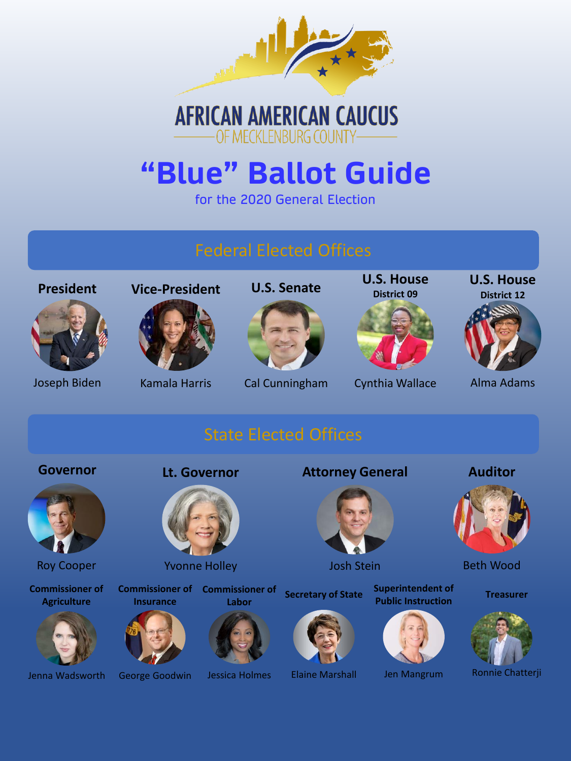# AFRICAN AMERICAN CAUCUS

OF MECKLENBURG COUNTY

# "Blue" Ballot Guide

for the 2020 General Election

## Federal Elected Offices

**President**

Joseph Biden

**Vice-President**

Kamala Harris

**U.S. Senate**

Cal Cunningham

**U.S. House**
**District 09**

Cynthia Wallace

**U.S. House**
**District 12**

Alma Adams

## State Elected Offices

**Governor**

Roy Cooper

**Lt. Governor**

Yvonne Holley

**Attorney General**

Josh Stein

**Auditor**

Beth Wood

**Commissioner of Agriculture**

Jenna Wadsworth

**Commissioner of Insurance**

George Goodwin

**Commissioner of Labor**

Jessica Holmes

**Secretary of State**

Elaine Marshall

**Superintendent of Public Instruction**

Jen Mangrum

**Treasurer**

Ronnie Chatterji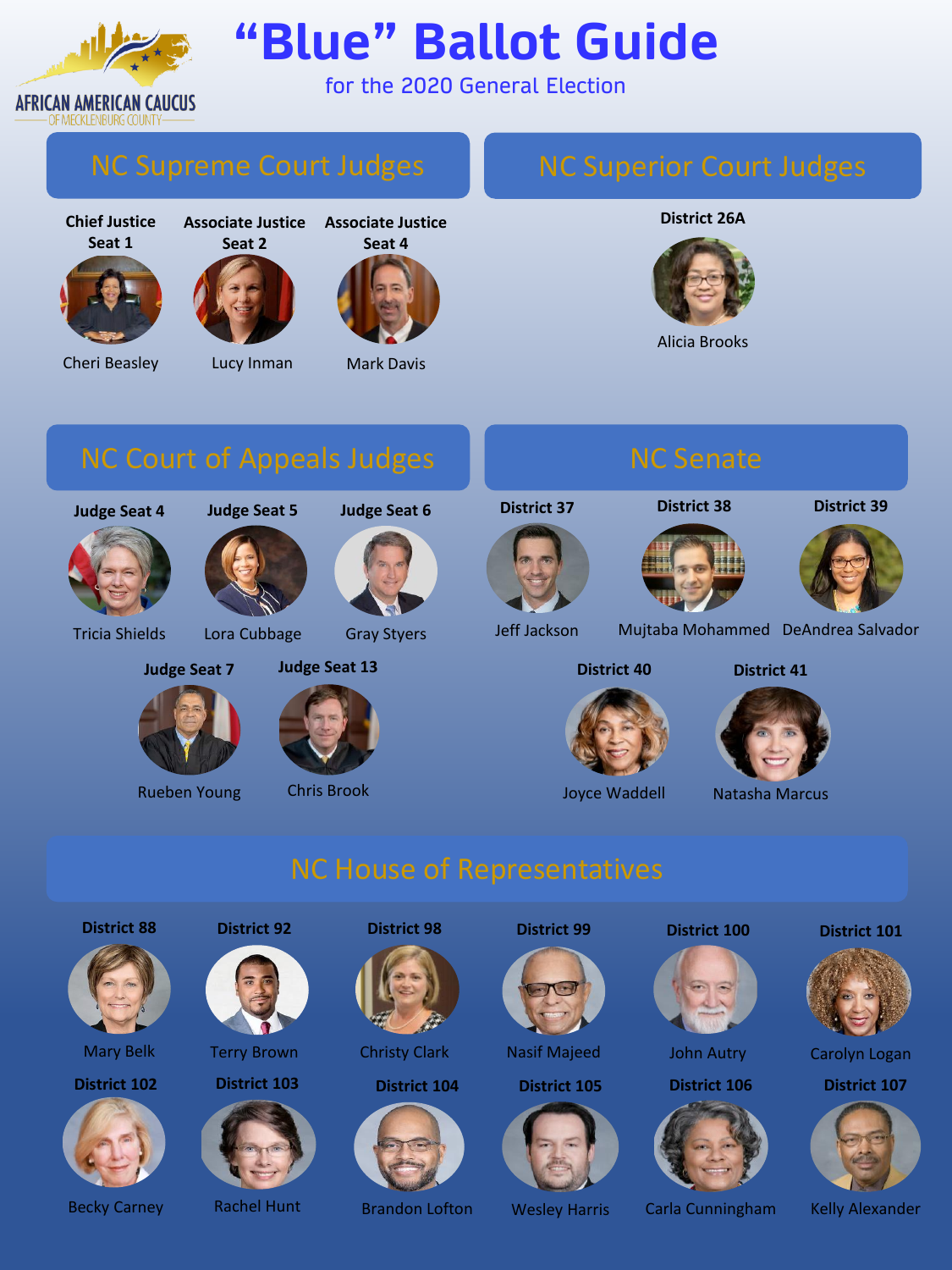AFRICAN AMERICAN CAUCUS
OF MECKLENBURG COUNTY

# "Blue" Ballot Guide

for the 2020 General Election

## NC Supreme Court Judges

**Chief Justice Seat 1**
Cheri Beasley

**Associate Justice Seat 2**
Lucy Inman

**Associate Justice Seat 4**
Mark Davis

## NC Superior Court Judges

**District 26A**
Alicia Brooks

## NC Court of Appeals Judges

**Judge Seat 4**
Tricia Shields

**Judge Seat 5**
Lora Cubbage

**Judge Seat 6**
Gray Styers

**Judge Seat 7**
Rueben Young

**Judge Seat 13**
Chris Brook

## NC Senate

**District 37**
Jeff Jackson

**District 38**
Mujtaba Mohammed

**District 39**
DeAndrea Salvador

**District 40**
Joyce Waddell

**District 41**
Natasha Marcus

## NC House of Representatives

**District 88**
Mary Belk

**District 92**
Terry Brown

**District 98**
Christy Clark

**District 99**
Nasif Majeed

**District 100**
John Autry

**District 101**
Carolyn Logan

**District 102**
Becky Carney

**District 103**
Rachel Hunt

**District 104**
Brandon Lofton

**District 105**
Wesley Harris

**District 106**
Carla Cunningham

**District 107**
Kelly Alexander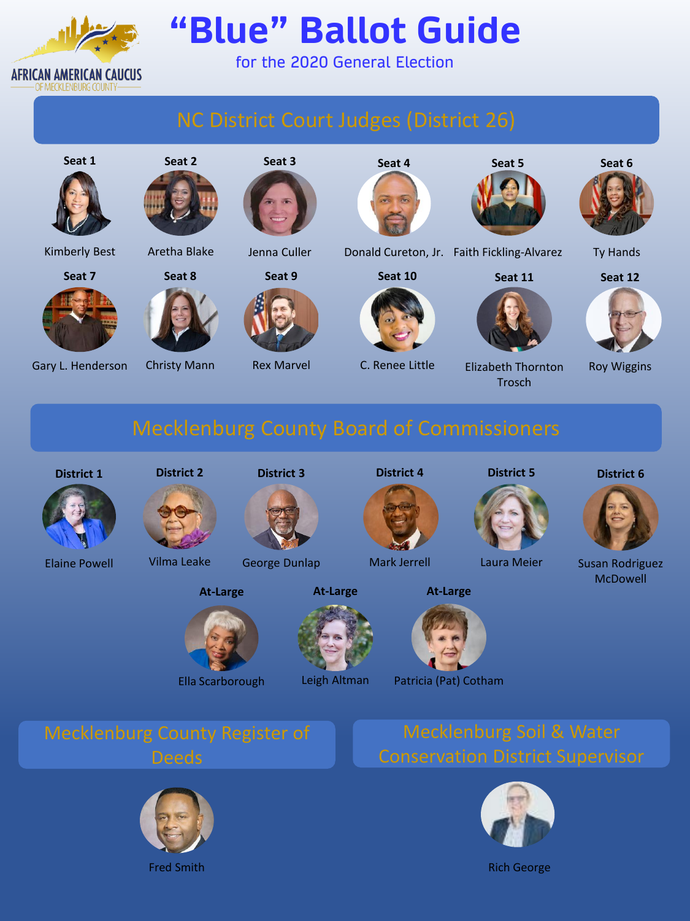AFRICAN AMERICAN CAUCUS OF MECKLENBURG COUNTY

# "Blue" Ballot Guide

for the 2020 General Election

## NC District Court Judges (District 26)

**Seat 1**
Kimberly Best

**Seat 2**
Aretha Blake

**Seat 3**
Jenna Culler

**Seat 4**
Donald Cureton, Jr.

**Seat 5**
Faith Fickling-Alvarez

**Seat 6**
Ty Hands

**Seat 7**
Gary L. Henderson

**Seat 8**
Christy Mann

**Seat 9**
Rex Marvel

**Seat 10**
C. Renee Little

**Seat 11**
Elizabeth Thornton Trosch

**Seat 12**
Roy Wiggins

## Mecklenburg County Board of Commissioners

**District 1**
Elaine Powell

**District 2**
Vilma Leake

**District 3**
George Dunlap

**District 4**
Mark Jerrell

**District 5**
Laura Meier

**District 6**
Susan Rodriguez McDowell

**At-Large**
Ella Scarborough

**At-Large**
Leigh Altman

**At-Large**
Patricia (Pat) Cotham

## Mecklenburg County Register of Deeds

Fred Smith

## Mecklenburg Soil & Water Conservation District Supervisor

Rich George